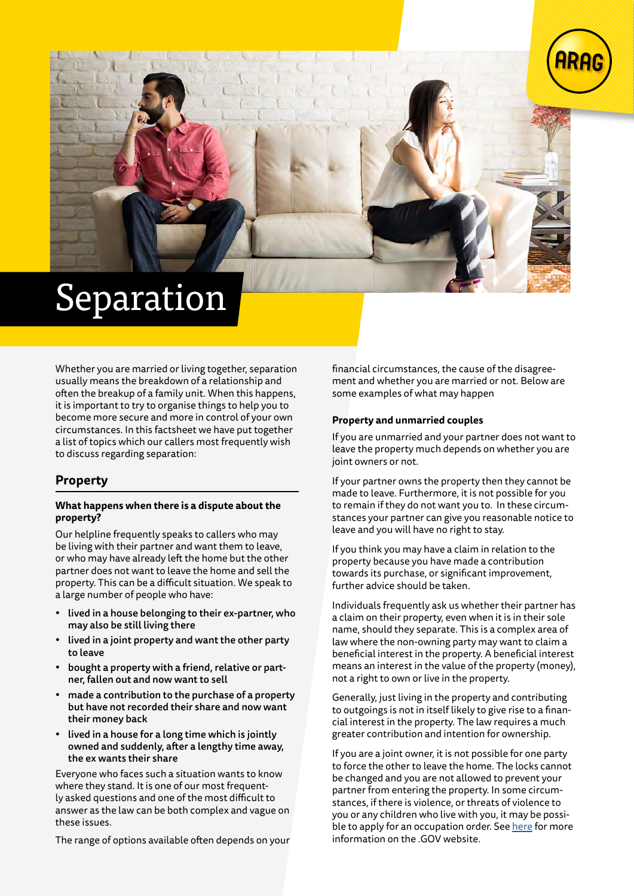# Separation

Whether you are married or living together, separation usually means the breakdown of a relationship and often the breakup of a family unit. When this happens, it is important to try to organise things to help you to become more secure and more in control of your own circumstances. In this factsheet we have put together a list of topics which our callers most frequently wish to discuss regarding separation:

## Property

### What happens when there is a dispute about the property?

Our helpline frequently speaks to callers who may be living with their partner and want them to leave, or who may have already left the home but the other partner does not want to leave the home and sell the property. This can be a difficult situation. We speak to a large number of people who have:

- **lived in a house belonging to their ex-partner, who may also be still living there**
- **lived in a joint property and want the other party to leave**
- **bought a property with a friend, relative or partner, fallen out and now want to sell**
- **made a contribution to the purchase of a property but have not recorded their share and now want their money back**
- **lived in a house for a long time which is jointly owned and suddenly, after a lengthy time away, the ex wants their share**

Everyone who faces such a situation wants to know where they stand. It is one of our most frequently asked questions and one of the most difficult to answer as the law can be both complex and vague on these issues.

The range of options available often depends on your financial circumstances, the cause of the disagreement and whether you are married or not. Below are some examples of what may happen

### Property and unmarried couples

If you are unmarried and your partner does not want to leave the property much depends on whether you are joint owners or not.

If your partner owns the property then they cannot be made to leave. Furthermore, it is not possible for you to remain if they do not want you to. In these circumstances your partner can give you reasonable notice to leave and you will have no right to stay.

If you think you may have a claim in relation to the property because you have made a contribution towards its purchase, or significant improvement, further advice should be taken.

Individuals frequently ask us whether their partner has a claim on their property, even when it is in their sole name, should they separate. This is a complex area of law where the non-owning party may want to claim a beneficial interest in the property. A beneficial interest means an interest in the value of the property (money), not a right to own or live in the property.

Generally, just living in the property and contributing to outgoings is not in itself likely to give rise to a financial interest in the property. The law requires a much greater contribution and intention for ownership.

If you are a joint owner, it is not possible for one party to force the other to leave the home. The locks cannot be changed and you are not allowed to prevent your partner from entering the property. In some circumstances, if there is violence, or threats of violence to you or any children who live with you, it may be possible to apply for an occupation order. See here for more information on the .GOV website.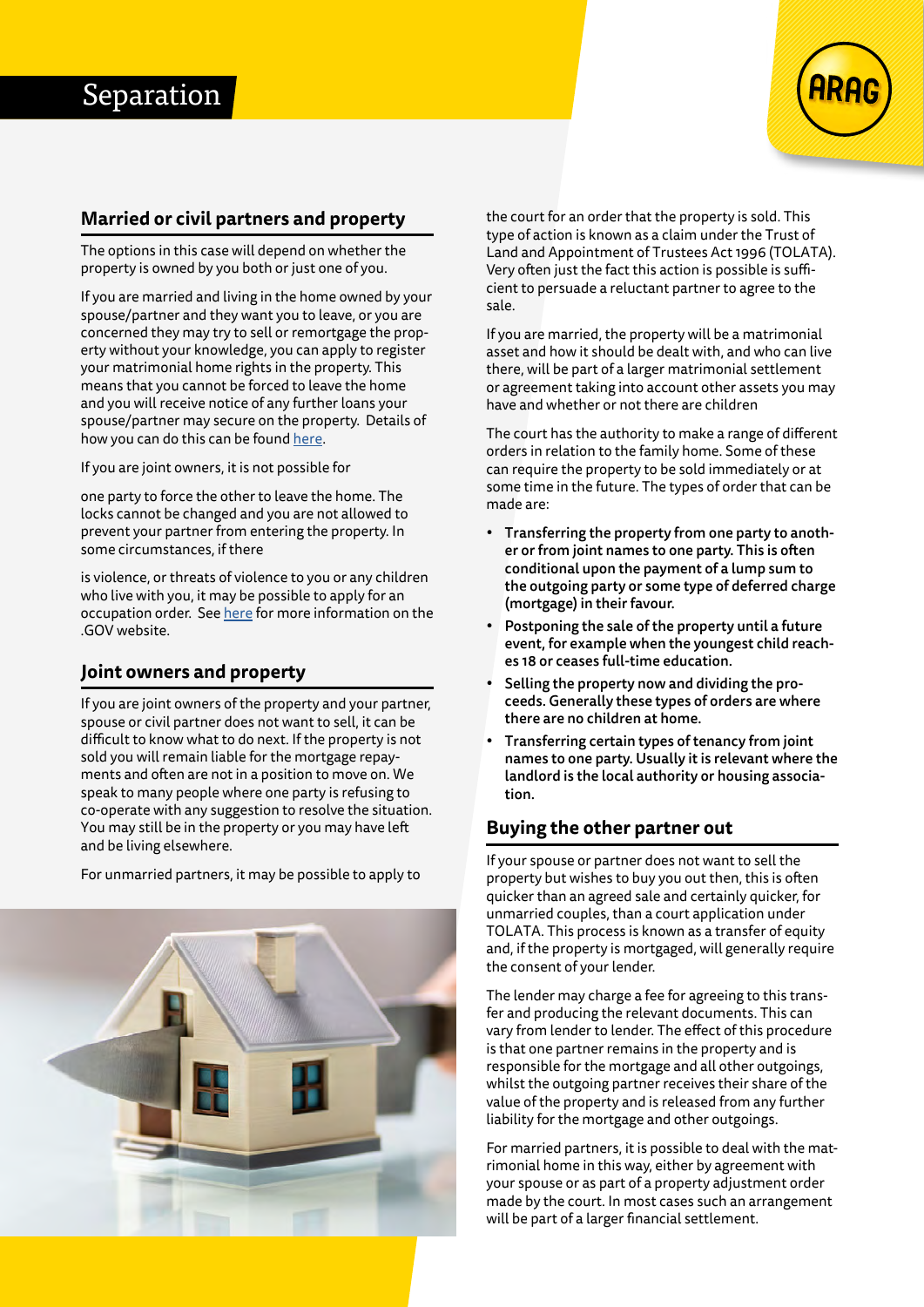# Separation

## Married or civil partners and property

The options in this case will depend on whether the property is owned by you both or just one of you.

If you are married and living in the home owned by your spouse/partner and they want you to leave, or you are concerned they may try to sell or remortgage the property without your knowledge, you can apply to register your matrimonial home rights in the property. This means that you cannot be forced to leave the home and you will receive notice of any further loans your spouse/partner may secure on the property. Details of how you can do this can be found here.

If you are joint owners, it is not possible for

one party to force the other to leave the home. The locks cannot be changed and you are not allowed to prevent your partner from entering the property. In some circumstances, if there

is violence, or threats of violence to you or any children who live with you, it may be possible to apply for an occupation order. See here for more information on the .GOV website.

## Joint owners and property

If you are joint owners of the property and your partner, spouse or civil partner does not want to sell, it can be difficult to know what to do next. If the property is not sold you will remain liable for the mortgage repayments and often are not in a position to move on. We speak to many people where one party is refusing to co-operate with any suggestion to resolve the situation. You may still be in the property or you may have left and be living elsewhere.

For unmarried partners, it may be possible to apply to the court for an order that the property is sold. This type of action is known as a claim under the Trust of Land and Appointment of Trustees Act 1996 (TOLATA). Very often just the fact this action is possible is sufficient to persuade a reluctant partner to agree to the sale.

If you are married, the property will be a matrimonial asset and how it should be dealt with, and who can live there, will be part of a larger matrimonial settlement or agreement taking into account other assets you may have and whether or not there are children

The court has the authority to make a range of different orders in relation to the family home. Some of these can require the property to be sold immediately or at some time in the future. The types of order that can be made are:

- **Transferring the property from one party to another or from joint names to one party. This is often conditional upon the payment of a lump sum to the outgoing party or some type of deferred charge (mortgage) in their favour.**
- **Postponing the sale of the property until a future event, for example when the youngest child reaches 18 or ceases full-time education.**
- **Selling the property now and dividing the proceeds. Generally these types of orders are where there are no children at home.**
- **Transferring certain types of tenancy from joint names to one party. Usually it is relevant where the landlord is the local authority or housing association.**

## Buying the other partner out

If your spouse or partner does not want to sell the property but wishes to buy you out then, this is often quicker than an agreed sale and certainly quicker, for unmarried couples, than a court application under TOLATA. This process is known as a transfer of equity and, if the property is mortgaged, will generally require the consent of your lender.

The lender may charge a fee for agreeing to this transfer and producing the relevant documents. This can vary from lender to lender. The effect of this procedure is that one partner remains in the property and is responsible for the mortgage and all other outgoings, whilst the outgoing partner receives their share of the value of the property and is released from any further liability for the mortgage and other outgoings.

For married partners, it is possible to deal with the matrimonial home in this way, either by agreement with your spouse or as part of a property adjustment order made by the court. In most cases such an arrangement will be part of a larger financial settlement.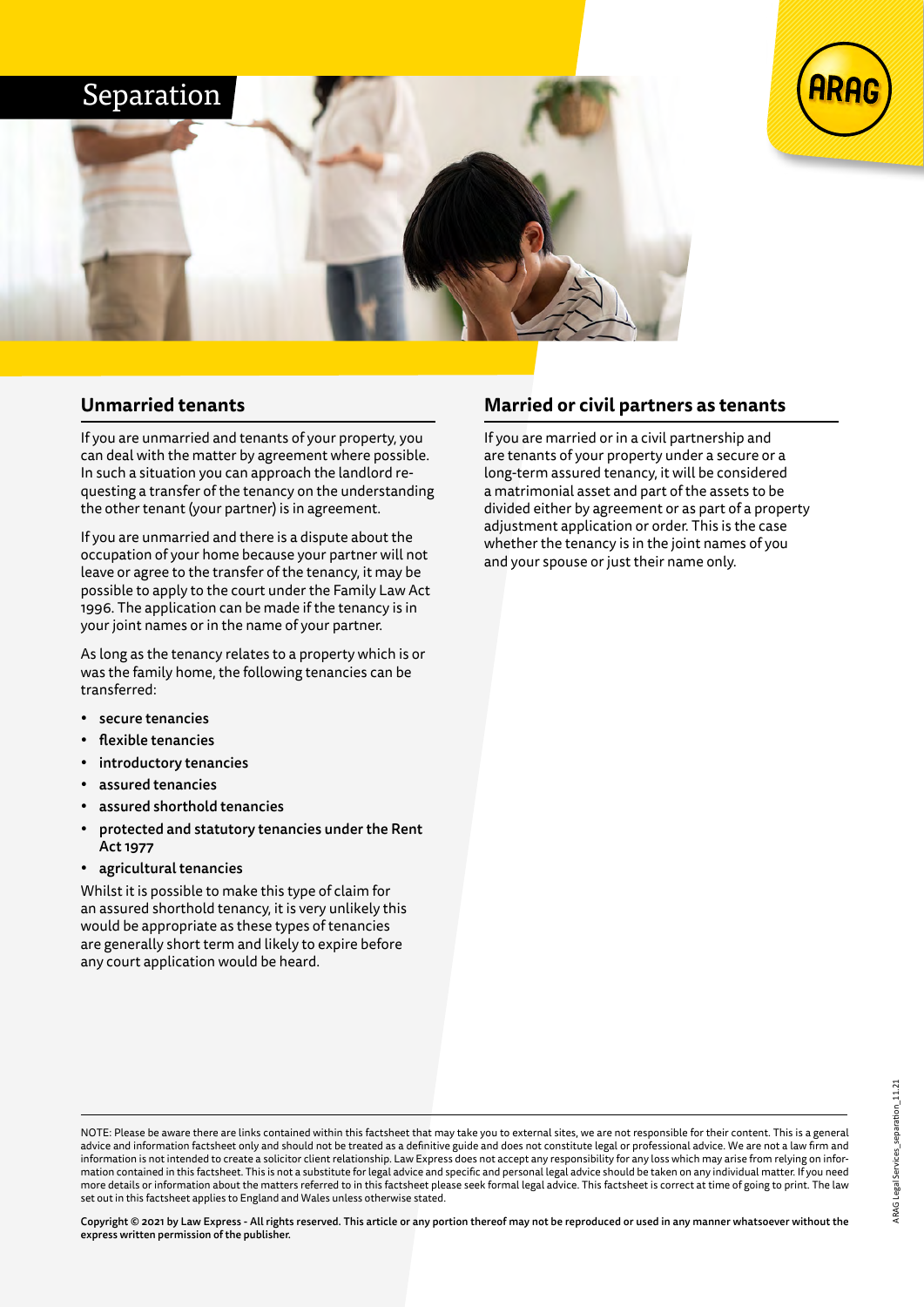# Separation

## Unmarried tenants

If you are unmarried and tenants of your property, you can deal with the matter by agreement where possible. In such a situation you can approach the landlord requesting a transfer of the tenancy on the understanding the other tenant (your partner) is in agreement.

If you are unmarried and there is a dispute about the occupation of your home because your partner will not leave or agree to the transfer of the tenancy, it may be possible to apply to the court under the Family Law Act 1996. The application can be made if the tenancy is in your joint names or in the name of your partner.

As long as the tenancy relates to a property which is or was the family home, the following tenancies can be transferred:

- **secure tenancies**
- **flexible tenancies**
- **introductory tenancies**
- **assured tenancies**
- **assured shorthold tenancies**
- **protected and statutory tenancies under the Rent Act 1977**
- **agricultural tenancies**

Whilst it is possible to make this type of claim for an assured shorthold tenancy, it is very unlikely this would be appropriate as these types of tenancies are generally short term and likely to expire before any court application would be heard.

## Married or civil partners as tenants

If you are married or in a civil partnership and are tenants of your property under a secure or a long-term assured tenancy, it will be considered a matrimonial asset and part of the assets to be divided either by agreement or as part of a property adjustment application or order. This is the case whether the tenancy is in the joint names of you and your spouse or just their name only.

NOTE: Please be aware there are links contained within this factsheet that may take you to external sites, we are not responsible for their content. This is a general advice and information factsheet only and should not be treated as a definitive guide and does not constitute legal or professional advice. We are not a law firm and information is not intended to create a solicitor client relationship. Law Express does not accept any responsibility for any loss which may arise from relying on information contained in this factsheet. This is not a substitute for legal advice and specific and personal legal advice should be taken on any individual matter. If you need more details or information about the matters referred to in this factsheet please seek formal legal advice. This factsheet is correct at time of going to print. The law set out in this factsheet applies to England and Wales unless otherwise stated.

**Copyright © 2021 by Law Express - All rights reserved. This article or any portion thereof may not be reproduced or used in any manner whatsoever without the express written permission of the publisher.**